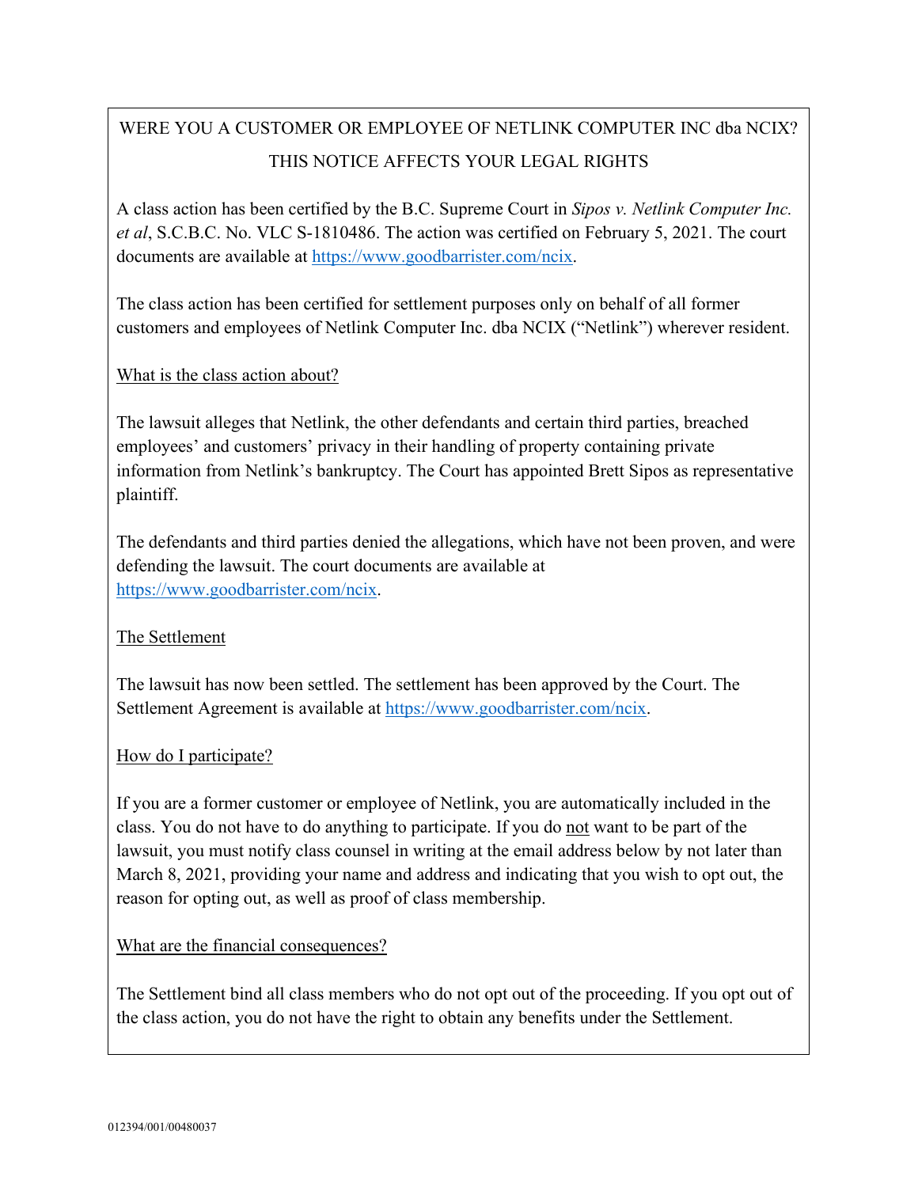# WERE YOU A CUSTOMER OR EMPLOYEE OF NETLINK COMPUTER INC dba NCIX?

## THIS NOTICE AFFECTS YOUR LEGAL RIGHTS

A class action has been certified by the B.C. Supreme Court in *Sipos v. Netlink Computer Inc. et al*, S.C.B.C. No. VLC S-1810486. The action was certified on February 5, 2021. The court documents are available at https://www.goodbarrister.com/ncix.

The class action has been certified for settlement purposes only on behalf of all former customers and employees of Netlink Computer Inc. dba NCIX ("Netlink") wherever resident.

### What is the class action about?

The lawsuit alleges that Netlink, the other defendants and certain third parties, breached employees' and customers' privacy in their handling of property containing private information from Netlink's bankruptcy. The Court has appointed Brett Sipos as representative plaintiff.

The defendants and third parties denied the allegations, which have not been proven, and were defending the lawsuit. The court documents are available at https://www.goodbarrister.com/ncix.

### The Settlement

The lawsuit has now been settled. The settlement has been approved by the Court. The Settlement Agreement is available at https://www.goodbarrister.com/ncix.

### How do I participate?

If you are a former customer or employee of Netlink, you are automatically included in the class. You do not have to do anything to participate. If you do not want to be part of the lawsuit, you must notify class counsel in writing at the email address below by not later than March 8, 2021, providing your name and address and indicating that you wish to opt out, the reason for opting out, as well as proof of class membership.

### What are the financial consequences?

The Settlement bind all class members who do not opt out of the proceeding. If you opt out of the class action, you do not have the right to obtain any benefits under the Settlement.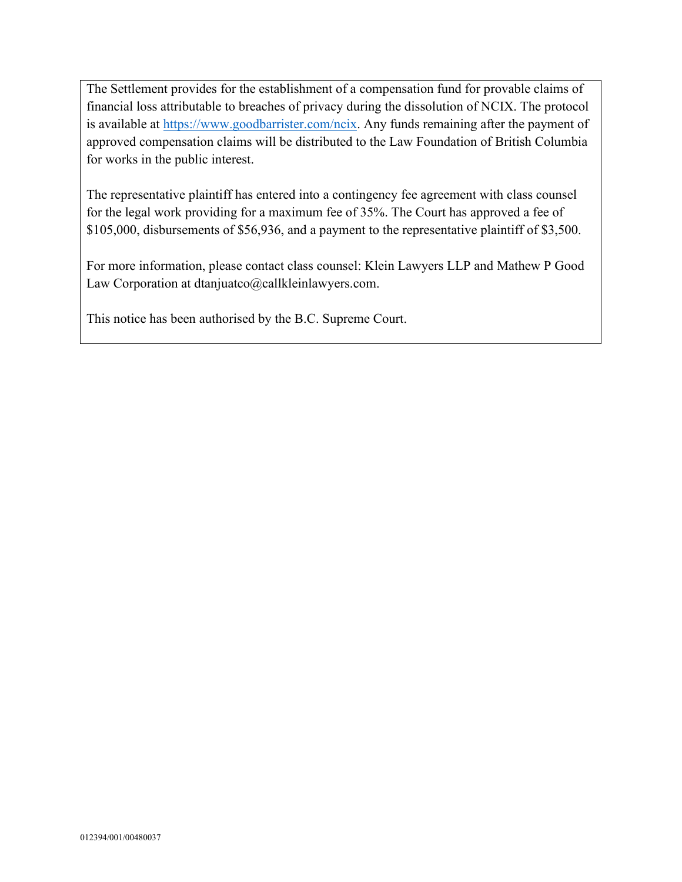The Settlement provides for the establishment of a compensation fund for provable claims of financial loss attributable to breaches of privacy during the dissolution of NCIX. The protocol is available at https://www.goodbarrister.com/ncix. Any funds remaining after the payment of approved compensation claims will be distributed to the Law Foundation of British Columbia for works in the public interest.

The representative plaintiff has entered into a contingency fee agreement with class counsel for the legal work providing for a maximum fee of 35%. The Court has approved a fee of $105,000, disbursements of $56,936, and a payment to the representative plaintiff of $3,500.

For more information, please contact class counsel: Klein Lawyers LLP and Mathew P Good Law Corporation at dtanjuatco@callkleinlawyers.com.

This notice has been authorised by the B.C. Supreme Court.

012394/001/00480037